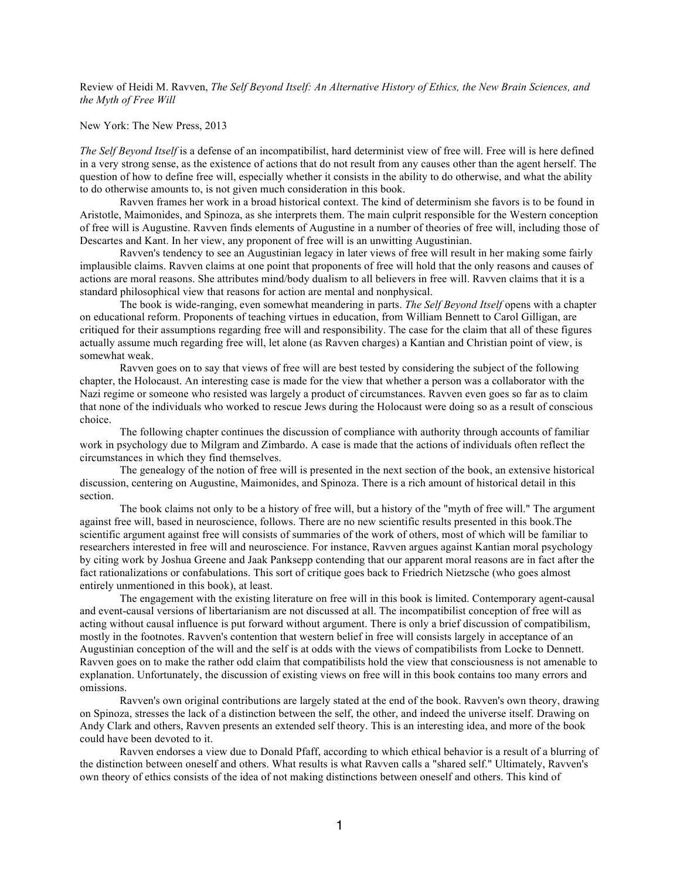Review of Heidi M. Ravven, *The Self Beyond Itself: An Alternative History of Ethics, the New Brain Sciences, and the Myth of Free Will*

New York: The New Press, 2013

*The Self Beyond Itself* is a defense of an incompatibilist, hard determinist view of free will. Free will is here defined in a very strong sense, as the existence of actions that do not result from any causes other than the agent herself. The question of how to define free will, especially whether it consists in the ability to do otherwise, and what the ability to do otherwise amounts to, is not given much consideration in this book.

Ravven frames her work in a broad historical context. The kind of determinism she favors is to be found in Aristotle, Maimonides, and Spinoza, as she interprets them. The main culprit responsible for the Western conception of free will is Augustine. Ravven finds elements of Augustine in a number of theories of free will, including those of Descartes and Kant. In her view, any proponent of free will is an unwitting Augustinian.

Ravven's tendency to see an Augustinian legacy in later views of free will result in her making some fairly implausible claims. Ravven claims at one point that proponents of free will hold that the only reasons and causes of actions are moral reasons. She attributes mind/body dualism to all believers in free will. Ravven claims that it is a standard philosophical view that reasons for action are mental and nonphysical.

The book is wide-ranging, even somewhat meandering in parts. *The Self Beyond Itself* opens with a chapter on educational reform. Proponents of teaching virtues in education, from William Bennett to Carol Gilligan, are critiqued for their assumptions regarding free will and responsibility. The case for the claim that all of these figures actually assume much regarding free will, let alone (as Ravven charges) a Kantian and Christian point of view, is somewhat weak.

Ravven goes on to say that views of free will are best tested by considering the subject of the following chapter, the Holocaust. An interesting case is made for the view that whether a person was a collaborator with the Nazi regime or someone who resisted was largely a product of circumstances. Ravven even goes so far as to claim that none of the individuals who worked to rescue Jews during the Holocaust were doing so as a result of conscious choice.

The following chapter continues the discussion of compliance with authority through accounts of familiar work in psychology due to Milgram and Zimbardo. A case is made that the actions of individuals often reflect the circumstances in which they find themselves.

The genealogy of the notion of free will is presented in the next section of the book, an extensive historical discussion, centering on Augustine, Maimonides, and Spinoza. There is a rich amount of historical detail in this section.

The book claims not only to be a history of free will, but a history of the "myth of free will." The argument against free will, based in neuroscience, follows. There are no new scientific results presented in this book.The scientific argument against free will consists of summaries of the work of others, most of which will be familiar to researchers interested in free will and neuroscience. For instance, Ravven argues against Kantian moral psychology by citing work by Joshua Greene and Jaak Panksepp contending that our apparent moral reasons are in fact after the fact rationalizations or confabulations. This sort of critique goes back to Friedrich Nietzsche (who goes almost entirely unmentioned in this book), at least.

The engagement with the existing literature on free will in this book is limited. Contemporary agent-causal and event-causal versions of libertarianism are not discussed at all. The incompatibilist conception of free will as acting without causal influence is put forward without argument. There is only a brief discussion of compatibilism, mostly in the footnotes. Ravven's contention that western belief in free will consists largely in acceptance of an Augustinian conception of the will and the self is at odds with the views of compatibilists from Locke to Dennett. Ravven goes on to make the rather odd claim that compatibilists hold the view that consciousness is not amenable to explanation. Unfortunately, the discussion of existing views on free will in this book contains too many errors and omissions.

Ravven's own original contributions are largely stated at the end of the book. Ravven's own theory, drawing on Spinoza, stresses the lack of a distinction between the self, the other, and indeed the universe itself. Drawing on Andy Clark and others, Ravven presents an extended self theory. This is an interesting idea, and more of the book could have been devoted to it.

Ravven endorses a view due to Donald Pfaff, according to which ethical behavior is a result of a blurring of the distinction between oneself and others. What results is what Ravven calls a "shared self." Ultimately, Ravven's own theory of ethics consists of the idea of not making distinctions between oneself and others. This kind of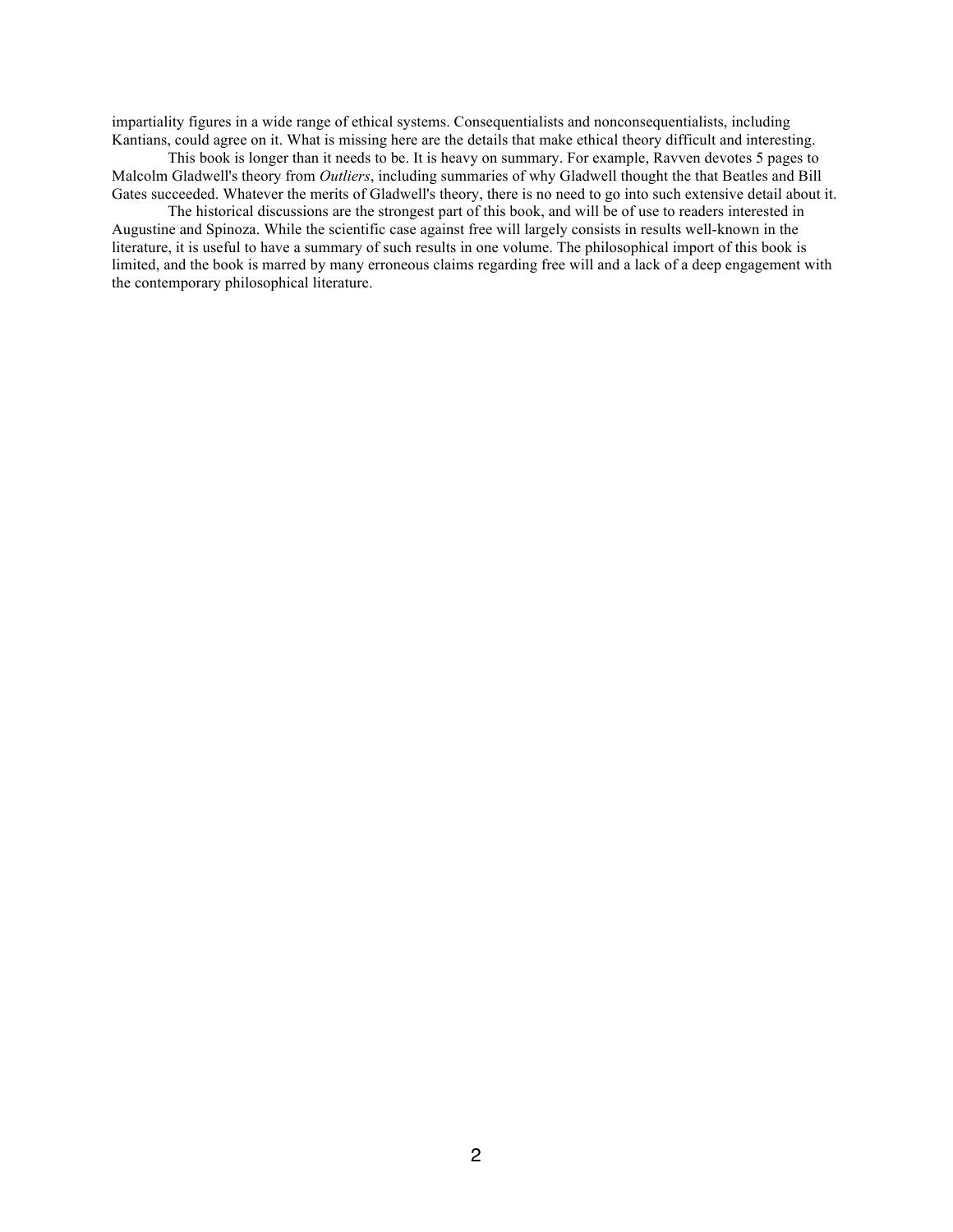impartiality figures in a wide range of ethical systems. Consequentialists and nonconsequentialists, including Kantians, could agree on it. What is missing here are the details that make ethical theory difficult and interesting.

This book is longer than it needs to be. It is heavy on summary. For example, Ravven devotes 5 pages to Malcolm Gladwell's theory from *Outliers*, including summaries of why Gladwell thought the that Beatles and Bill Gates succeeded. Whatever the merits of Gladwell's theory, there is no need to go into such extensive detail about it.

The historical discussions are the strongest part of this book, and will be of use to readers interested in Augustine and Spinoza. While the scientific case against free will largely consists in results well-known in the literature, it is useful to have a summary of such results in one volume. The philosophical import of this book is limited, and the book is marred by many erroneous claims regarding free will and a lack of a deep engagement with the contemporary philosophical literature.